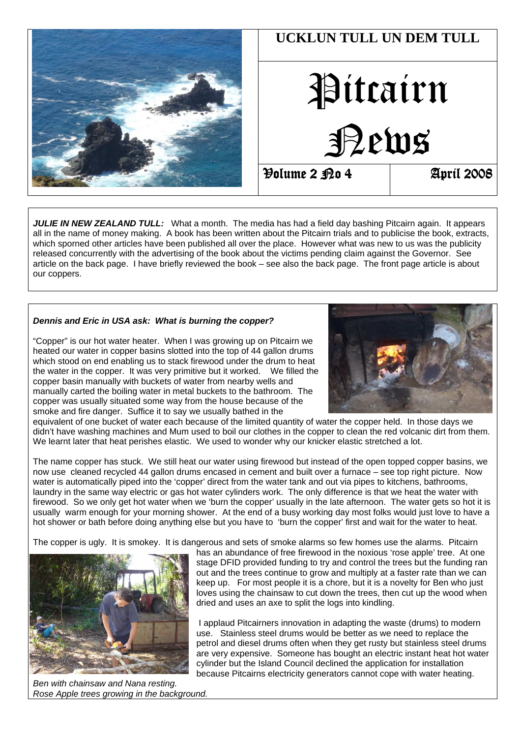# UCKLUN TULL UN DEM TULL

# Pitcairn News

**Volume 2 No 4** | **April 2008**

***JULIE IN NEW ZEALAND TULL:*** What a month. The media has had a field day bashing Pitcairn again. It appears all in the name of money making. A book has been written about the Pitcairn trials and to publicise the book, extracts, which sporned other articles have been published all over the place. However what was new to us was the publicity released concurrently with the advertising of the book about the victims pending claim against the Governor. See article on the back page. I have briefly reviewed the book – see also the back page. The front page article is about our coppers.

***Dennis and Eric in USA ask: What is burning the copper?***

"Copper" is our hot water heater. When I was growing up on Pitcairn we heated our water in copper basins slotted into the top of 44 gallon drums which stood on end enabling us to stack firewood under the drum to heat the water in the copper. It was very primitive but it worked. We filled the copper basin manually with buckets of water from nearby wells and manually carted the boiling water in metal buckets to the bathroom. The copper was usually situated some way from the house because of the smoke and fire danger. Suffice it to say we usually bathed in the equivalent of one bucket of water each because of the limited quantity of water the copper held. In those days we didn't have washing machines and Mum used to boil our clothes in the copper to clean the red volcanic dirt from them. We learnt later that heat perishes elastic. We used to wonder why our knicker elastic stretched a lot.

The name copper has stuck. We still heat our water using firewood but instead of the open topped copper basins, we now use cleaned recycled 44 gallon drums encased in cement and built over a furnace – see top right picture. Now water is automatically piped into the 'copper' direct from the water tank and out via pipes to kitchens, bathrooms, laundry in the same way electric or gas hot water cylinders work. The only difference is that we heat the water with firewood. So we only get hot water when we 'burn the copper' usually in the late afternoon. The water gets so hot it is usually warm enough for your morning shower. At the end of a busy working day most folks would just love to have a hot shower or bath before doing anything else but you have to 'burn the copper' first and wait for the water to heat.

The copper is ugly. It is smokey. It is dangerous and sets of smoke alarms so few homes use the alarms. Pitcairn has an abundance of free firewood in the noxious 'rose apple' tree. At one stage DFID provided funding to try and control the trees but the funding ran out and the trees continue to grow and multiply at a faster rate than we can keep up. For most people it is a chore, but it is a novelty for Ben who just loves using the chainsaw to cut down the trees, then cut up the wood when dried and uses an axe to split the logs into kindling.

I applaud Pitcairners innovation in adapting the waste (drums) to modern use. Stainless steel drums would be better as we need to replace the petrol and diesel drums often when they get rusty but stainless steel drums are very expensive. Someone has bought an electric instant heat hot water cylinder but the Island Council declined the application for installation because Pitcairns electricity generators cannot cope with water heating.

*Ben with chainsaw and Nana resting. Rose Apple trees growing in the background.*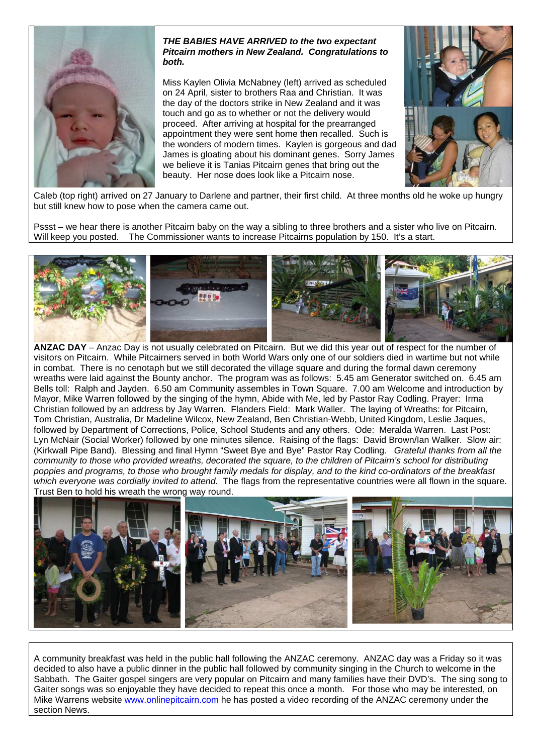***THE BABIES HAVE ARRIVED to the two expectant Pitcairn mothers in New Zealand. Congratulations to both.***

Miss Kaylen Olivia McNabney (left) arrived as scheduled on 24 April, sister to brothers Raa and Christian. It was the day of the doctors strike in New Zealand and it was touch and go as to whether or not the delivery would proceed. After arriving at hospital for the prearranged appointment they were sent home then recalled. Such is the wonders of modern times. Kaylen is gorgeous and dad James is gloating about his dominant genes. Sorry James we believe it is Tanias Pitcairn genes that bring out the beauty. Her nose does look like a Pitcairn nose.

Caleb (top right) arrived on 27 January to Darlene and partner, their first child. At three months old he woke up hungry but still knew how to pose when the camera came out.

Pssst – we hear there is another Pitcairn baby on the way a sibling to three brothers and a sister who live on Pitcairn. Will keep you posted. The Commissioner wants to increase Pitcairns population by 150. It's a start.

**ANZAC DAY** – Anzac Day is not usually celebrated on Pitcairn. But we did this year out of respect for the number of visitors on Pitcairn. While Pitcairners served in both World Wars only one of our soldiers died in wartime but not while in combat. There is no cenotaph but we still decorated the village square and during the formal dawn ceremony wreaths were laid against the Bounty anchor. The program was as follows: 5.45 am Generator switched on. 6.45 am Bells toll: Ralph and Jayden. 6.50 am Community assembles in Town Square. 7.00 am Welcome and introduction by Mayor, Mike Warren followed by the singing of the hymn, Abide with Me, led by Pastor Ray Codling. Prayer: Irma Christian followed by an address by Jay Warren. Flanders Field: Mark Waller. The laying of Wreaths: for Pitcairn, Tom Christian, Australia, Dr Madeline Wilcox, New Zealand, Ben Christian-Webb, United Kingdom, Leslie Jaques, followed by Department of Corrections, Police, School Students and any others. Ode: Meralda Warren. Last Post: Lyn McNair (Social Worker) followed by one minutes silence. Raising of the flags: David Brown/Ian Walker. Slow air: (Kirkwall Pipe Band). Blessing and final Hymn "Sweet Bye and Bye" Pastor Ray Codling. *Grateful thanks from all the community to those who provided wreaths, decorated the square, to the children of Pitcairn's school for distributing poppies and programs, to those who brought family medals for display, and to the kind co-ordinators of the breakfast which everyone was cordially invited to attend.* The flags from the representative countries were all flown in the square. Trust Ben to hold his wreath the wrong way round.

A community breakfast was held in the public hall following the ANZAC ceremony. ANZAC day was a Friday so it was decided to also have a public dinner in the public hall followed by community singing in the Church to welcome in the Sabbath. The Gaiter gospel singers are very popular on Pitcairn and many families have their DVD's. The sing song to Gaiter songs was so enjoyable they have decided to repeat this once a month. For those who may be interested, on Mike Warrens website [www.onlinepitcairn.com](http://www.onlinepitcairn.com) he has posted a video recording of the ANZAC ceremony under the section News.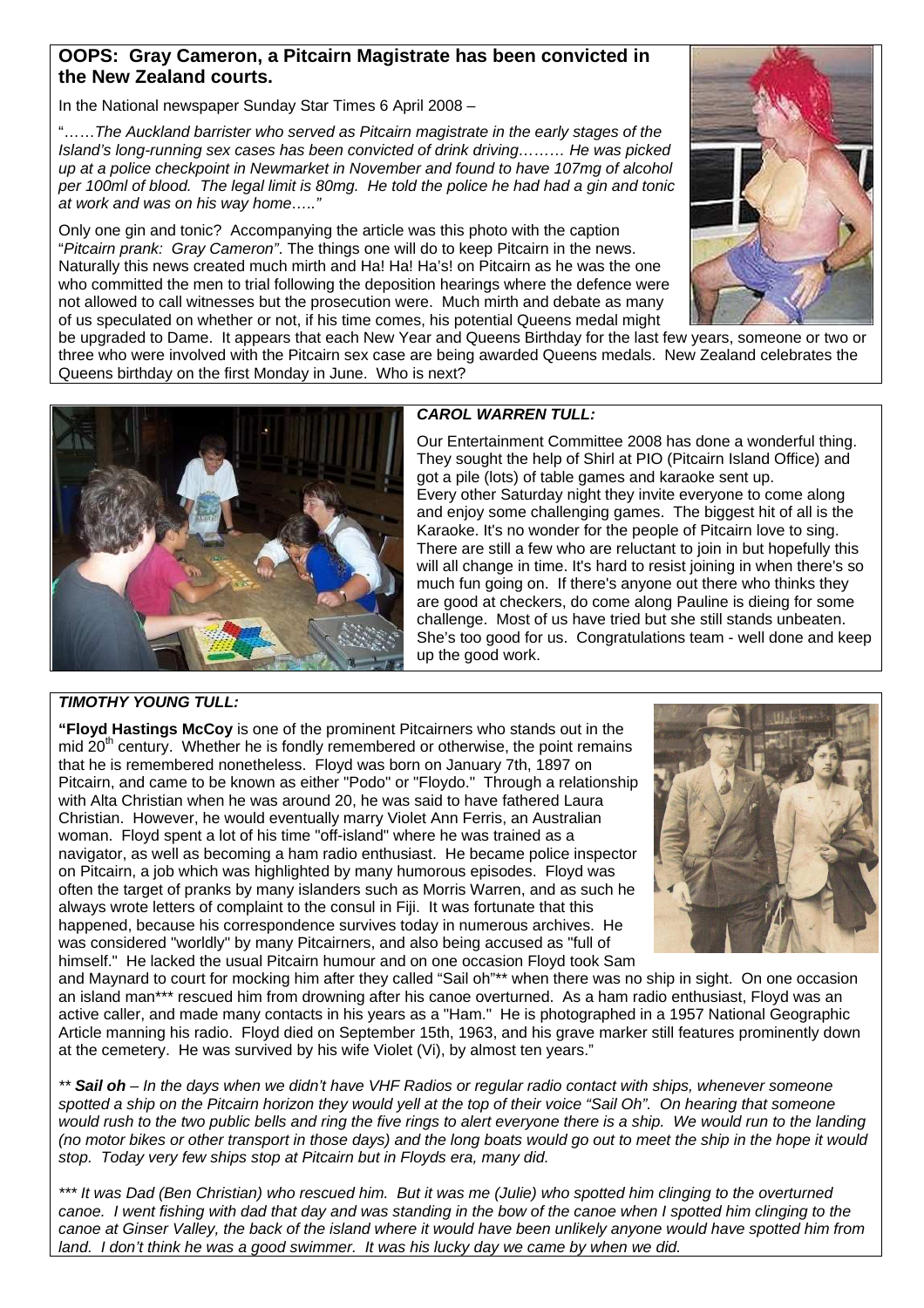## OOPS: Gray Cameron, a Pitcairn Magistrate has been convicted in the New Zealand courts.

In the National newspaper Sunday Star Times 6 April 2008 –

"……*The Auckland barrister who served as Pitcairn magistrate in the early stages of the Island's long-running sex cases has been convicted of drink driving……… He was picked up at a police checkpoint in Newmarket in November and found to have 107mg of alcohol per 100ml of blood. The legal limit is 80mg. He told the police he had had a gin and tonic at work and was on his way home….."*

Only one gin and tonic? Accompanying the article was this photo with the caption "*Pitcairn prank: Gray Cameron"*. The things one will do to keep Pitcairn in the news. Naturally this news created much mirth and Ha! Ha! Ha's! on Pitcairn as he was the one who committed the men to trial following the deposition hearings where the defence were not allowed to call witnesses but the prosecution were. Much mirth and debate as many of us speculated on whether or not, if his time comes, his potential Queens medal might be upgraded to Dame. It appears that each New Year and Queens Birthday for the last few years, someone or two or three who were involved with the Pitcairn sex case are being awarded Queens medals. New Zealand celebrates the Queens birthday on the first Monday in June. Who is next?

### *CAROL WARREN TULL:*

Our Entertainment Committee 2008 has done a wonderful thing. They sought the help of Shirl at PIO (Pitcairn Island Office) and got a pile (lots) of table games and karaoke sent up. Every other Saturday night they invite everyone to come along and enjoy some challenging games. The biggest hit of all is the Karaoke. It's no wonder for the people of Pitcairn love to sing. There are still a few who are reluctant to join in but hopefully this will all change in time. It's hard to resist joining in when there's so much fun going on. If there's anyone out there who thinks they are good at checkers, do come along Pauline is dieing for some challenge. Most of us have tried but she still stands unbeaten. She's too good for us. Congratulations team - well done and keep up the good work.

### *TIMOTHY YOUNG TULL:*

**"Floyd Hastings McCoy** is one of the prominent Pitcairners who stands out in the mid 20th century. Whether he is fondly remembered or otherwise, the point remains that he is remembered nonetheless. Floyd was born on January 7th, 1897 on Pitcairn, and came to be known as either "Podo" or "Floydo." Through a relationship with Alta Christian when he was around 20, he was said to have fathered Laura Christian. However, he would eventually marry Violet Ann Ferris, an Australian woman. Floyd spent a lot of his time "off-island" where he was trained as a navigator, as well as becoming a ham radio enthusiast. He became police inspector on Pitcairn, a job which was highlighted by many humorous episodes. Floyd was often the target of pranks by many islanders such as Morris Warren, and as such he always wrote letters of complaint to the consul in Fiji. It was fortunate that this happened, because his correspondence survives today in numerous archives. He was considered "worldly" by many Pitcairners, and also being accused as "full of himself." He lacked the usual Pitcairn humour and on one occasion Floyd took Sam and Maynard to court for mocking him after they called "Sail oh"** when there was no ship in sight. On one occasion an island man*** rescued him from drowning after his canoe overturned. As a ham radio enthusiast, Floyd was an active caller, and made many contacts in his years as a "Ham." He is photographed in a 1957 National Geographic Article manning his radio. Floyd died on September 15th, 1963, and his grave marker still features prominently down at the cemetery. He was survived by his wife Violet (Vi), by almost ten years."

*** **Sail oh** – In the days when we didn't have VHF Radios or regular radio contact with ships, whenever someone spotted a ship on the Pitcairn horizon they would yell at the top of their voice "Sail Oh". On hearing that someone would rush to the two public bells and ring the five rings to alert everyone there is a ship. We would run to the landing (no motor bikes or other transport in those days) and the long boats would go out to meet the ship in the hope it would stop. Today very few ships stop at Pitcairn but in Floyds era, many did.*

**** It was Dad (Ben Christian) who rescued him. But it was me (Julie) who spotted him clinging to the overturned canoe. I went fishing with dad that day and was standing in the bow of the canoe when I spotted him clinging to the canoe at Ginser Valley, the back of the island where it would have been unlikely anyone would have spotted him from land. I don't think he was a good swimmer. It was his lucky day we came by when we did.*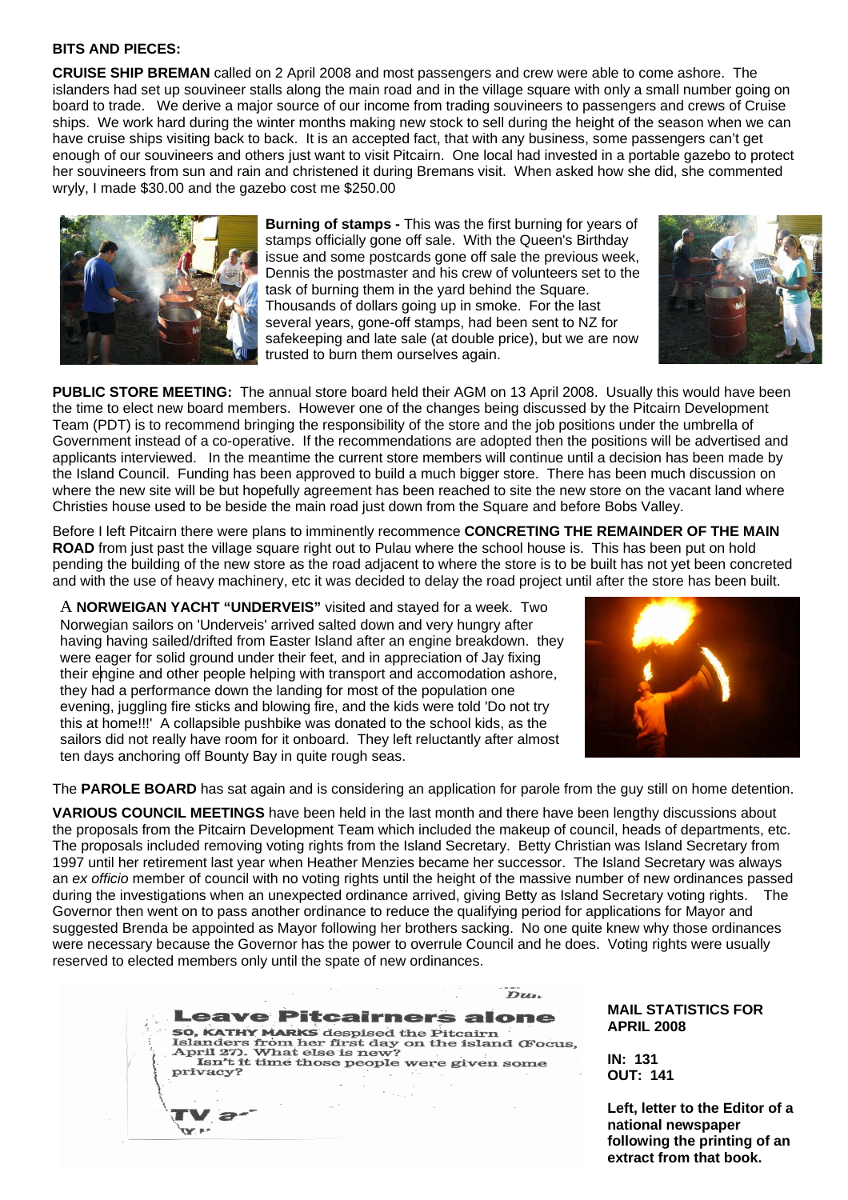**BITS AND PIECES:**

**CRUISE SHIP BREMAN** called on 2 April 2008 and most passengers and crew were able to come ashore. The islanders had set up souvineer stalls along the main road and in the village square with only a small number going on board to trade. We derive a major source of our income from trading souvineers to passengers and crews of Cruise ships. We work hard during the winter months making new stock to sell during the height of the season when we can have cruise ships visiting back to back. It is an accepted fact, that with any business, some passengers can't get enough of our souvineers and others just want to visit Pitcairn. One local had invested in a portable gazebo to protect her souvineers from sun and rain and christened it during Bremans visit. When asked how she did, she commented wryly, I made $30.00 and the gazebo cost me $250.00

**Burning of stamps -** This was the first burning for years of stamps officially gone off sale. With the Queen's Birthday issue and some postcards gone off sale the previous week, Dennis the postmaster and his crew of volunteers set to the task of burning them in the yard behind the Square. Thousands of dollars going up in smoke. For the last several years, gone-off stamps, had been sent to NZ for safekeeping and late sale (at double price), but we are now trusted to burn them ourselves again.

**PUBLIC STORE MEETING:** The annual store board held their AGM on 13 April 2008. Usually this would have been the time to elect new board members. However one of the changes being discussed by the Pitcairn Development Team (PDT) is to recommend bringing the responsibility of the store and the job positions under the umbrella of Government instead of a co-operative. If the recommendations are adopted then the positions will be advertised and applicants interviewed. In the meantime the current store members will continue until a decision has been made by the Island Council. Funding has been approved to build a much bigger store. There has been much discussion on where the new site will be but hopefully agreement has been reached to site the new store on the vacant land where Christies house used to be beside the main road just down from the Square and before Bobs Valley.

Before I left Pitcairn there were plans to imminently recommence **CONCRETING THE REMAINDER OF THE MAIN ROAD** from just past the village square right out to Pulau where the school house is. This has been put on hold pending the building of the new store as the road adjacent to where the store is to be built has not yet been concreted and with the use of heavy machinery, etc it was decided to delay the road project until after the store has been built.

A **NORWEIGAN YACHT "UNDERVEIS"** visited and stayed for a week. Two Norwegian sailors on 'Underveis' arrived salted down and very hungry after having having sailed/drifted from Easter Island after an engine breakdown. they were eager for solid ground under their feet, and in appreciation of Jay fixing their engine and other people helping with transport and accomodation ashore, they had a performance down the landing for most of the population one evening, juggling fire sticks and blowing fire, and the kids were told 'Do not try this at home!!!' A collapsible pushbike was donated to the school kids, as the sailors did not really have room for it onboard. They left reluctantly after almost ten days anchoring off Bounty Bay in quite rough seas.

The **PAROLE BOARD** has sat again and is considering an application for parole from the guy still on home detention.

**VARIOUS COUNCIL MEETINGS** have been held in the last month and there have been lengthy discussions about the proposals from the Pitcairn Development Team which included the makeup of council, heads of departments, etc. The proposals included removing voting rights from the Island Secretary. Betty Christian was Island Secretary from 1997 until her retirement last year when Heather Menzies became her successor. The Island Secretary was always an *ex officio* member of council with no voting rights until the height of the massive number of new ordinances passed during the investigations when an unexpected ordinance arrived, giving Betty as Island Secretary voting rights. The Governor then went on to pass another ordinance to reduce the qualifying period for applications for Mayor and suggested Brenda be appointed as Mayor following her brothers sacking. No one quite knew why those ordinances were necessary because the Governor has the power to overrule Council and he does. Voting rights were usually reserved to elected members only until the spate of new ordinances.

**Leave Pitcairners alone**

SO, KATHY MARKS despised the Pitcairn Islanders from her first day on the island (Focus, April 27). What else is new?

Isn't it time those people were given some privacy?

**Left, letter to the Editor of a national newspaper following the printing of an extract from that book.**

**MAIL STATISTICS FOR APRIL 2008**

**IN: 131**
**OUT: 141**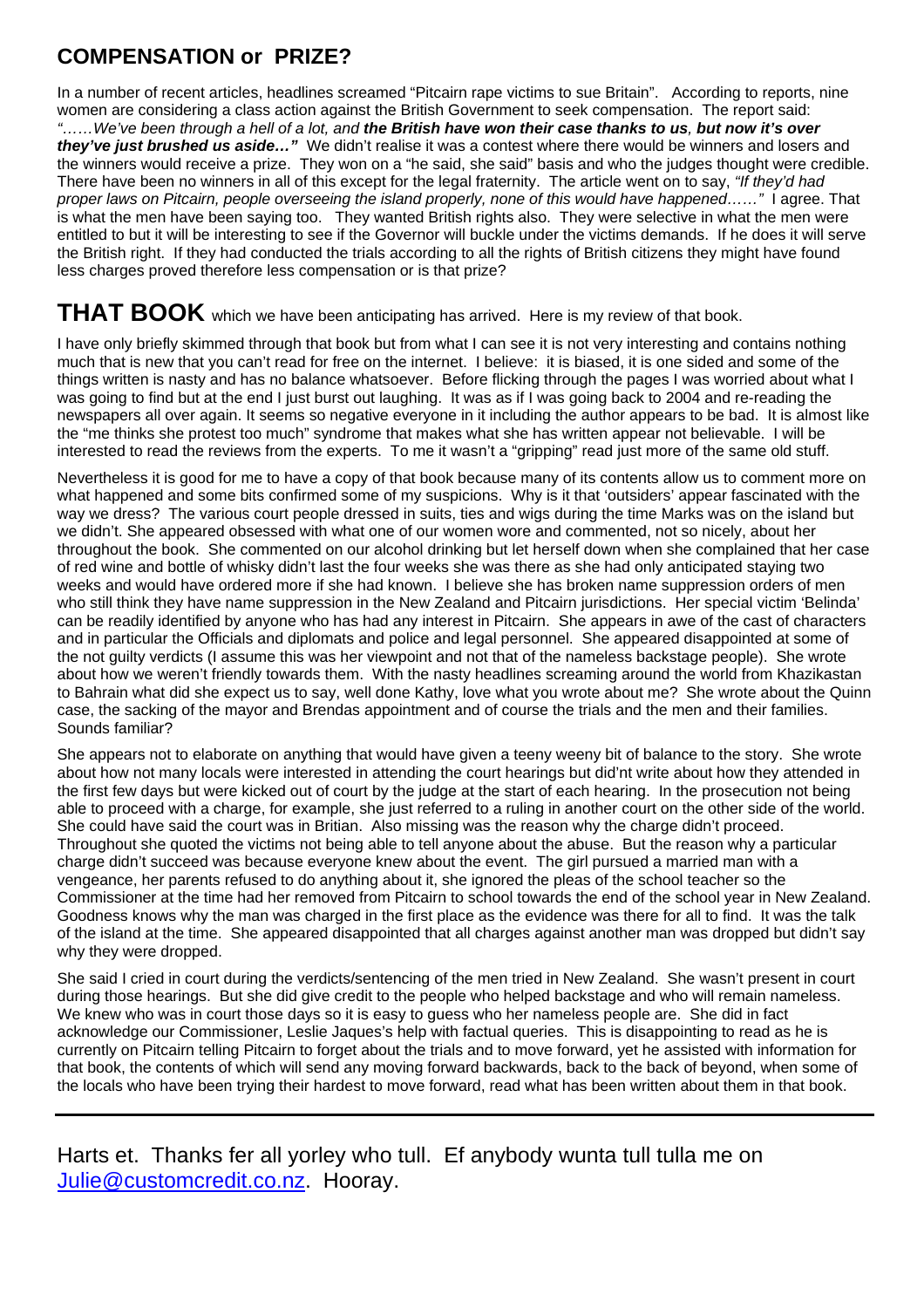## COMPENSATION or PRIZE?

In a number of recent articles, headlines screamed "Pitcairn rape victims to sue Britain". According to reports, nine women are considering a class action against the British Government to seek compensation. The report said: *"……We've been through a hell of a lot, and **the British have won their case thanks to us, but now it's over they've just brushed us aside…"*** We didn't realise it was a contest where there would be winners and losers and the winners would receive a prize. They won on a "he said, she said" basis and who the judges thought were credible. There have been no winners in all of this except for the legal fraternity. The article went on to say, *"If they'd had proper laws on Pitcairn, people overseeing the island properly, none of this would have happened……"* I agree. That is what the men have been saying too. They wanted British rights also. They were selective in what the men were entitled to but it will be interesting to see if the Governor will buckle under the victims demands. If he does it will serve the British right. If they had conducted the trials according to all the rights of British citizens they might have found less charges proved therefore less compensation or is that prize?

## THAT BOOK which we have been anticipating has arrived. Here is my review of that book.

I have only briefly skimmed through that book but from what I can see it is not very interesting and contains nothing much that is new that you can't read for free on the internet. I believe: it is biased, it is one sided and some of the things written is nasty and has no balance whatsoever. Before flicking through the pages I was worried about what I was going to find but at the end I just burst out laughing. It was as if I was going back to 2004 and re-reading the newspapers all over again. It seems so negative everyone in it including the author appears to be bad. It is almost like the "me thinks she protest too much" syndrome that makes what she has written appear not believable. I will be interested to read the reviews from the experts. To me it wasn't a "gripping" read just more of the same old stuff.

Nevertheless it is good for me to have a copy of that book because many of its contents allow us to comment more on what happened and some bits confirmed some of my suspicions. Why is it that 'outsiders' appear fascinated with the way we dress? The various court people dressed in suits, ties and wigs during the time Marks was on the island but we didn't. She appeared obsessed with what one of our women wore and commented, not so nicely, about her throughout the book. She commented on our alcohol drinking but let herself down when she complained that her case of red wine and bottle of whisky didn't last the four weeks she was there as she had only anticipated staying two weeks and would have ordered more if she had known. I believe she has broken name suppression orders of men who still think they have name suppression in the New Zealand and Pitcairn jurisdictions. Her special victim 'Belinda' can be readily identified by anyone who has had any interest in Pitcairn. She appears in awe of the cast of characters and in particular the Officials and diplomats and police and legal personnel. She appeared disappointed at some of the not guilty verdicts (I assume this was her viewpoint and not that of the nameless backstage people). She wrote about how we weren't friendly towards them. With the nasty headlines screaming around the world from Khazikastan to Bahrain what did she expect us to say, well done Kathy, love what you wrote about me? She wrote about the Quinn case, the sacking of the mayor and Brendas appointment and of course the trials and the men and their families. Sounds familiar?

She appears not to elaborate on anything that would have given a teeny weeny bit of balance to the story. She wrote about how not many locals were interested in attending the court hearings but did'nt write about how they attended in the first few days but were kicked out of court by the judge at the start of each hearing. In the prosecution not being able to proceed with a charge, for example, she just referred to a ruling in another court on the other side of the world. She could have said the court was in Britian. Also missing was the reason why the charge didn't proceed. Throughout she quoted the victims not being able to tell anyone about the abuse. But the reason why a particular charge didn't succeed was because everyone knew about the event. The girl pursued a married man with a vengeance, her parents refused to do anything about it, she ignored the pleas of the school teacher so the Commissioner at the time had her removed from Pitcairn to school towards the end of the school year in New Zealand. Goodness knows why the man was charged in the first place as the evidence was there for all to find. It was the talk of the island at the time. She appeared disappointed that all charges against another man was dropped but didn't say why they were dropped.

She said I cried in court during the verdicts/sentencing of the men tried in New Zealand. She wasn't present in court during those hearings. But she did give credit to the people who helped backstage and who will remain nameless. We knew who was in court those days so it is easy to guess who her nameless people are. She did in fact acknowledge our Commissioner, Leslie Jaques's help with factual queries. This is disappointing to read as he is currently on Pitcairn telling Pitcairn to forget about the trials and to move forward, yet he assisted with information for that book, the contents of which will send any moving forward backwards, back to the back of beyond, when some of the locals who have been trying their hardest to move forward, read what has been written about them in that book.

---

Harts et. Thanks fer all yorley who tull. Ef anybody wunta tull tulla me on Julie@customcredit.co.nz. Hooray.